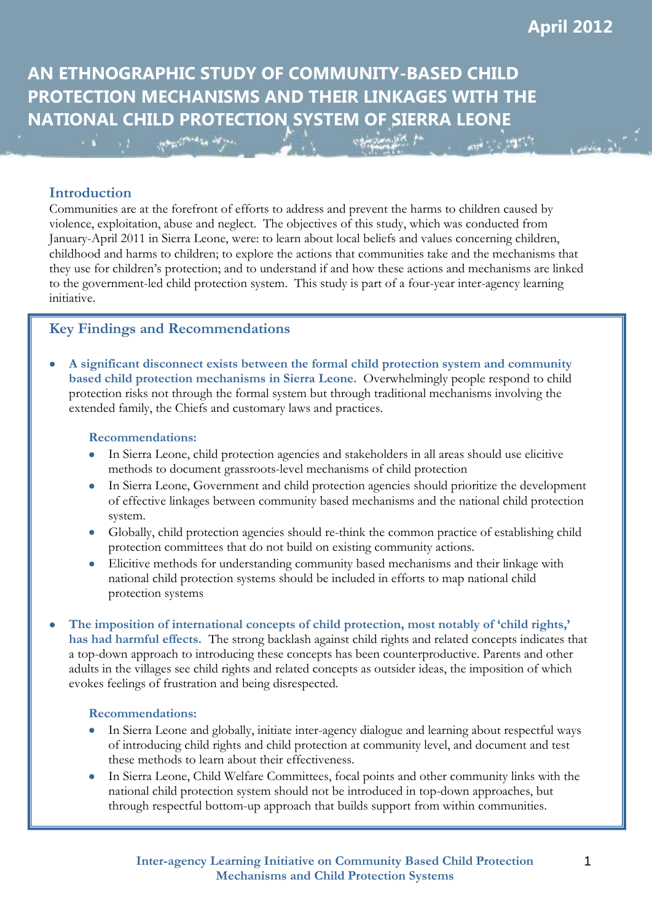April 2012

# AN ETHNOGRAPHIC STUDY OF COMMUNITY-BASED CHILD PROTECTION MECHANISMS AND THEIR LINKAGES WITH THE NATIONAL CHILD PROTECTION SYSTEM OF SIERRA LEONE

## Introduction

Communities are at the forefront of efforts to address and prevent the harms to children caused by violence, exploitation, abuse and neglect. The objectives of this study, which was conducted from January-April 2011 in Sierra Leone, were: to learn about local beliefs and values concerning children, childhood and harms to children; to explore the actions that communities take and the mechanisms that they use for children's protection; and to understand if and how these actions and mechanisms are linked to the government-led child protection system. This study is part of a four-year inter-agency learning initiative.

## Key Findings and Recommendations

- **A significant disconnect exists between the formal child protection system and community based child protection mechanisms in Sierra Leone.** Overwhelmingly people respond to child protection risks not through the formal system but through traditional mechanisms involving the extended family, the Chiefs and customary laws and practices.

  **Recommendations:**
  - In Sierra Leone, child protection agencies and stakeholders in all areas should use elicitive methods to document grassroots-level mechanisms of child protection
  - In Sierra Leone, Government and child protection agencies should prioritize the development of effective linkages between community based mechanisms and the national child protection system.
  - Globally, child protection agencies should re-think the common practice of establishing child protection committees that do not build on existing community actions.
  - Elicitive methods for understanding community based mechanisms and their linkage with national child protection systems should be included in efforts to map national child protection systems

- **The imposition of international concepts of child protection, most notably of 'child rights,' has had harmful effects.** The strong backlash against child rights and related concepts indicates that a top-down approach to introducing these concepts has been counterproductive. Parents and other adults in the villages see child rights and related concepts as outsider ideas, the imposition of which evokes feelings of frustration and being disrespected.

  **Recommendations:**
  - In Sierra Leone and globally, initiate inter-agency dialogue and learning about respectful ways of introducing child rights and child protection at community level, and document and test these methods to learn about their effectiveness.
  - In Sierra Leone, Child Welfare Committees, focal points and other community links with the national child protection system should not be introduced in top-down approaches, but through respectful bottom-up approach that builds support from within communities.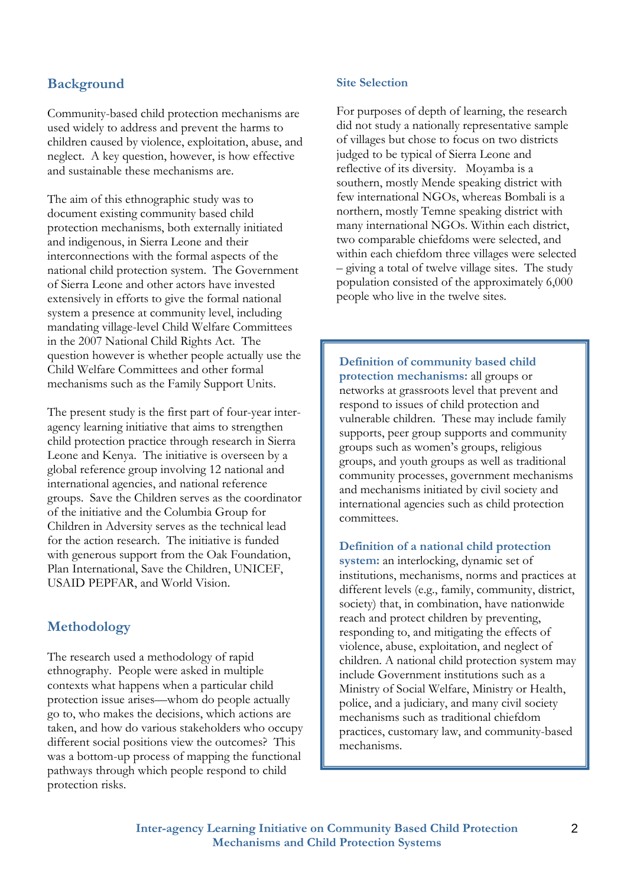## Background

Community-based child protection mechanisms are used widely to address and prevent the harms to children caused by violence, exploitation, abuse, and neglect. A key question, however, is how effective and sustainable these mechanisms are.

The aim of this ethnographic study was to document existing community based child protection mechanisms, both externally initiated and indigenous, in Sierra Leone and their interconnections with the formal aspects of the national child protection system. The Government of Sierra Leone and other actors have invested extensively in efforts to give the formal national system a presence at community level, including mandating village-level Child Welfare Committees in the 2007 National Child Rights Act. The question however is whether people actually use the Child Welfare Committees and other formal mechanisms such as the Family Support Units.

The present study is the first part of four-year inter-agency learning initiative that aims to strengthen child protection practice through research in Sierra Leone and Kenya. The initiative is overseen by a global reference group involving 12 national and international agencies, and national reference groups. Save the Children serves as the coordinator of the initiative and the Columbia Group for Children in Adversity serves as the technical lead for the action research. The initiative is funded with generous support from the Oak Foundation, Plan International, Save the Children, UNICEF, USAID PEPFAR, and World Vision.

## Methodology

The research used a methodology of rapid ethnography. People were asked in multiple contexts what happens when a particular child protection issue arises—whom do people actually go to, who makes the decisions, which actions are taken, and how do various stakeholders who occupy different social positions view the outcomes? This was a bottom-up process of mapping the functional pathways through which people respond to child protection risks.

### Site Selection

For purposes of depth of learning, the research did not study a nationally representative sample of villages but chose to focus on two districts judged to be typical of Sierra Leone and reflective of its diversity. Moyamba is a southern, mostly Mende speaking district with few international NGOs, whereas Bombali is a northern, mostly Temne speaking district with many international NGOs. Within each district, two comparable chiefdoms were selected, and within each chiefdom three villages were selected – giving a total of twelve village sites. The study population consisted of the approximately 6,000 people who live in the twelve sites.

**Definition of community based child protection mechanisms:** all groups or networks at grassroots level that prevent and respond to issues of child protection and vulnerable children. These may include family supports, peer group supports and community groups such as women's groups, religious groups, and youth groups as well as traditional community processes, government mechanisms and mechanisms initiated by civil society and international agencies such as child protection committees.

**Definition of a national child protection system:** an interlocking, dynamic set of institutions, mechanisms, norms and practices at different levels (e.g., family, community, district, society) that, in combination, have nationwide reach and protect children by preventing, responding to, and mitigating the effects of violence, abuse, exploitation, and neglect of children. A national child protection system may include Government institutions such as a Ministry of Social Welfare, Ministry or Health, police, and a judiciary, and many civil society mechanisms such as traditional chiefdom practices, customary law, and community-based mechanisms.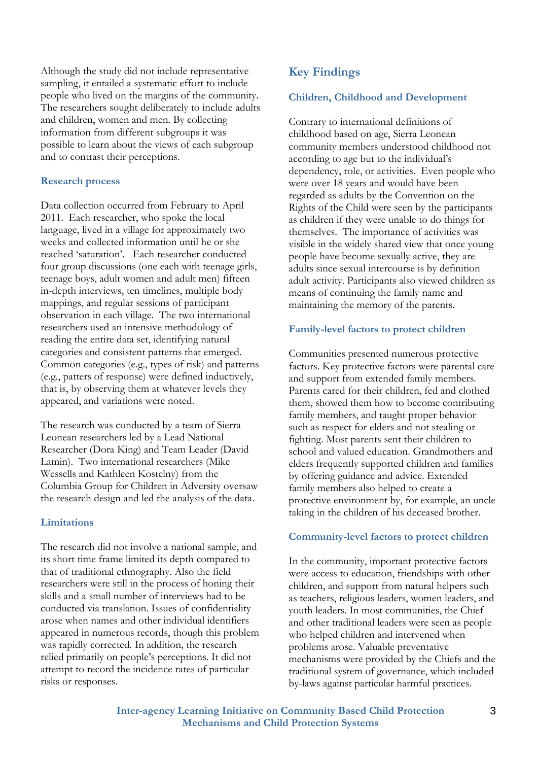Although the study did not include representative sampling, it entailed a systematic effort to include people who lived on the margins of the community. The researchers sought deliberately to include adults and children, women and men. By collecting information from different subgroups it was possible to learn about the views of each subgroup and to contrast their perceptions.

### Research process

Data collection occurred from February to April 2011. Each researcher, who spoke the local language, lived in a village for approximately two weeks and collected information until he or she reached 'saturation'. Each researcher conducted four group discussions (one each with teenage girls, teenage boys, adult women and adult men) fifteen in-depth interviews, ten timelines, multiple body mappings, and regular sessions of participant observation in each village. The two international researchers used an intensive methodology of reading the entire data set, identifying natural categories and consistent patterns that emerged. Common categories (e.g., types of risk) and patterns (e.g., patters of response) were defined inductively, that is, by observing them at whatever levels they appeared, and variations were noted.

The research was conducted by a team of Sierra Leonean researchers led by a Lead National Researcher (Dora King) and Team Leader (David Lamin). Two international researchers (Mike Wessells and Kathleen Kostelny) from the Columbia Group for Children in Adversity oversaw the research design and led the analysis of the data.

### Limitations

The research did not involve a national sample, and its short time frame limited its depth compared to that of traditional ethnography. Also the field researchers were still in the process of honing their skills and a small number of interviews had to be conducted via translation. Issues of confidentiality arose when names and other individual identifiers appeared in numerous records, though this problem was rapidly corrected. In addition, the research relied primarily on people's perceptions. It did not attempt to record the incidence rates of particular risks or responses.

## Key Findings

### Children, Childhood and Development

Contrary to international definitions of childhood based on age, Sierra Leonean community members understood childhood not according to age but to the individual's dependency, role, or activities. Even people who were over 18 years and would have been regarded as adults by the Convention on the Rights of the Child were seen by the participants as children if they were unable to do things for themselves. The importance of activities was visible in the widely shared view that once young people have become sexually active, they are adults since sexual intercourse is by definition adult activity. Participants also viewed children as means of continuing the family name and maintaining the memory of the parents.

### Family-level factors to protect children

Communities presented numerous protective factors. Key protective factors were parental care and support from extended family members. Parents cared for their children, fed and clothed them, showed them how to become contributing family members, and taught proper behavior such as respect for elders and not stealing or fighting. Most parents sent their children to school and valued education. Grandmothers and elders frequently supported children and families by offering guidance and advice. Extended family members also helped to create a protective environment by, for example, an uncle taking in the children of his deceased brother.

### Community-level factors to protect children

In the community, important protective factors were access to education, friendships with other children, and support from natural helpers such as teachers, religious leaders, women leaders, and youth leaders. In most communities, the Chief and other traditional leaders were seen as people who helped children and intervened when problems arose. Valuable preventative mechanisms were provided by the Chiefs and the traditional system of governance, which included by-laws against particular harmful practices.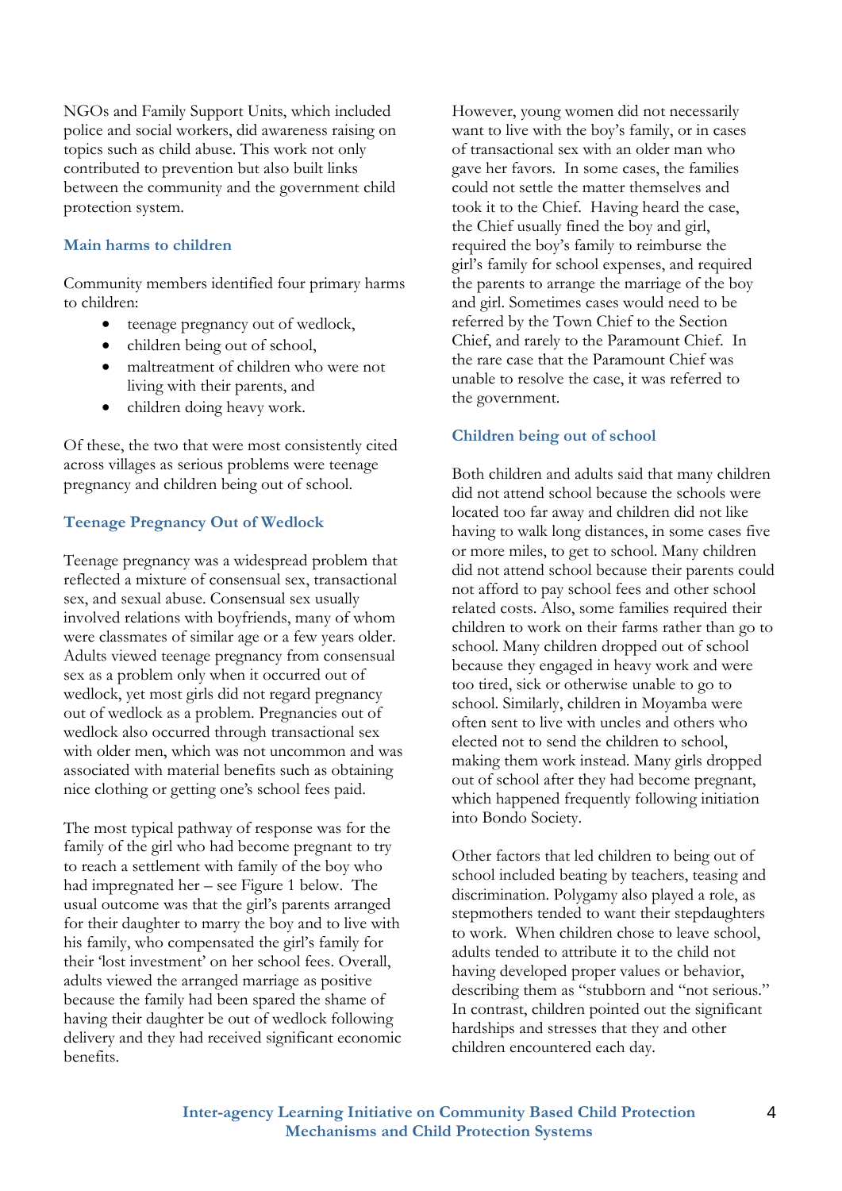NGOs and Family Support Units, which included police and social workers, did awareness raising on topics such as child abuse. This work not only contributed to prevention but also built links between the community and the government child protection system.

### Main harms to children

Community members identified four primary harms to children:

- teenage pregnancy out of wedlock,
- children being out of school,
- maltreatment of children who were not living with their parents, and
- children doing heavy work.

Of these, the two that were most consistently cited across villages as serious problems were teenage pregnancy and children being out of school.

### Teenage Pregnancy Out of Wedlock

Teenage pregnancy was a widespread problem that reflected a mixture of consensual sex, transactional sex, and sexual abuse. Consensual sex usually involved relations with boyfriends, many of whom were classmates of similar age or a few years older. Adults viewed teenage pregnancy from consensual sex as a problem only when it occurred out of wedlock, yet most girls did not regard pregnancy out of wedlock as a problem. Pregnancies out of wedlock also occurred through transactional sex with older men, which was not uncommon and was associated with material benefits such as obtaining nice clothing or getting one's school fees paid.

The most typical pathway of response was for the family of the girl who had become pregnant to try to reach a settlement with family of the boy who had impregnated her – see Figure 1 below. The usual outcome was that the girl's parents arranged for their daughter to marry the boy and to live with his family, who compensated the girl's family for their 'lost investment' on her school fees. Overall, adults viewed the arranged marriage as positive because the family had been spared the shame of having their daughter be out of wedlock following delivery and they had received significant economic benefits.

However, young women did not necessarily want to live with the boy's family, or in cases of transactional sex with an older man who gave her favors. In some cases, the families could not settle the matter themselves and took it to the Chief. Having heard the case, the Chief usually fined the boy and girl, required the boy's family to reimburse the girl's family for school expenses, and required the parents to arrange the marriage of the boy and girl. Sometimes cases would need to be referred by the Town Chief to the Section Chief, and rarely to the Paramount Chief. In the rare case that the Paramount Chief was unable to resolve the case, it was referred to the government.

### Children being out of school

Both children and adults said that many children did not attend school because the schools were located too far away and children did not like having to walk long distances, in some cases five or more miles, to get to school. Many children did not attend school because their parents could not afford to pay school fees and other school related costs. Also, some families required their children to work on their farms rather than go to school. Many children dropped out of school because they engaged in heavy work and were too tired, sick or otherwise unable to go to school. Similarly, children in Moyamba were often sent to live with uncles and others who elected not to send the children to school, making them work instead. Many girls dropped out of school after they had become pregnant, which happened frequently following initiation into Bondo Society.

Other factors that led children to being out of school included beating by teachers, teasing and discrimination. Polygamy also played a role, as stepmothers tended to want their stepdaughters to work. When children chose to leave school, adults tended to attribute it to the child not having developed proper values or behavior, describing them as "stubborn and "not serious." In contrast, children pointed out the significant hardships and stresses that they and other children encountered each day.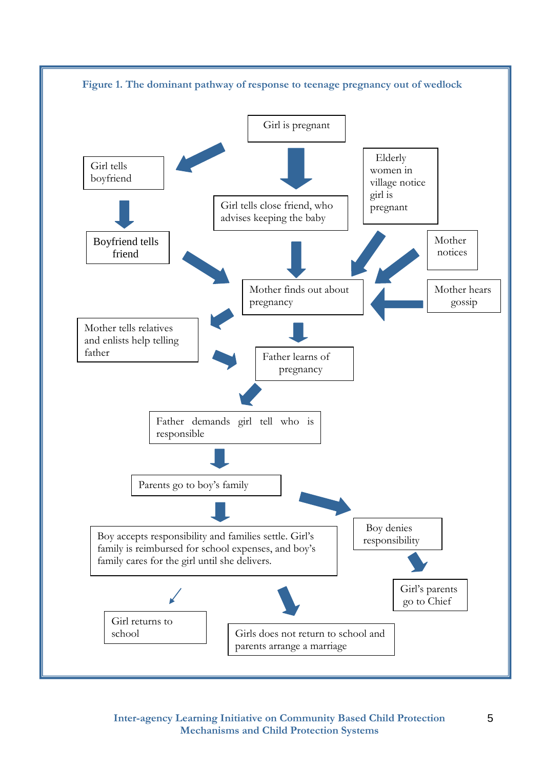**Figure 1. The dominant pathway of response to teenage pregnancy out of wedlock**

Girl is pregnant

Girl tells boyfriend

Girl tells close friend, who advises keeping the baby

Elderly women in village notice girl is pregnant

Boyfriend tells friend

Mother notices

Mother finds out about pregnancy

Mother hears gossip

Mother tells relatives and enlists help telling father

Father learns of pregnancy

Father demands girl tell who is responsible

Parents go to boy's family

Boy accepts responsibility and families settle. Girl's family is reimbursed for school expenses, and boy's family cares for the girl until she delivers.

Boy denies responsibility

Girl's parents go to Chief

Girl returns to school

Girls does not return to school and parents arrange a marriage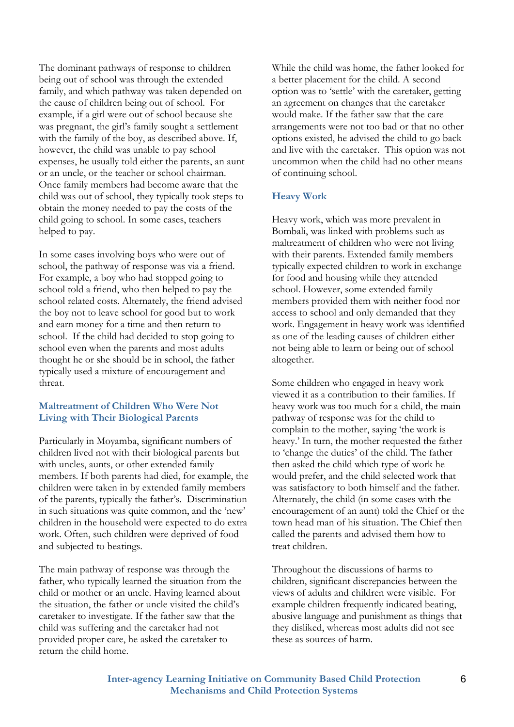The dominant pathways of response to children being out of school was through the extended family, and which pathway was taken depended on the cause of children being out of school. For example, if a girl were out of school because she was pregnant, the girl's family sought a settlement with the family of the boy, as described above. If, however, the child was unable to pay school expenses, he usually told either the parents, an aunt or an uncle, or the teacher or school chairman. Once family members had become aware that the child was out of school, they typically took steps to obtain the money needed to pay the costs of the child going to school. In some cases, teachers helped to pay.

In some cases involving boys who were out of school, the pathway of response was via a friend. For example, a boy who had stopped going to school told a friend, who then helped to pay the school related costs. Alternately, the friend advised the boy not to leave school for good but to work and earn money for a time and then return to school. If the child had decided to stop going to school even when the parents and most adults thought he or she should be in school, the father typically used a mixture of encouragement and threat.

### Maltreatment of Children Who Were Not Living with Their Biological Parents

Particularly in Moyamba, significant numbers of children lived not with their biological parents but with uncles, aunts, or other extended family members. If both parents had died, for example, the children were taken in by extended family members of the parents, typically the father's. Discrimination in such situations was quite common, and the 'new' children in the household were expected to do extra work. Often, such children were deprived of food and subjected to beatings.

The main pathway of response was through the father, who typically learned the situation from the child or mother or an uncle. Having learned about the situation, the father or uncle visited the child's caretaker to investigate. If the father saw that the child was suffering and the caretaker had not provided proper care, he asked the caretaker to return the child home.

While the child was home, the father looked for a better placement for the child. A second option was to 'settle' with the caretaker, getting an agreement on changes that the caretaker would make. If the father saw that the care arrangements were not too bad or that no other options existed, he advised the child to go back and live with the caretaker. This option was not uncommon when the child had no other means of continuing school.

### Heavy Work

Heavy work, which was more prevalent in Bombali, was linked with problems such as maltreatment of children who were not living with their parents. Extended family members typically expected children to work in exchange for food and housing while they attended school. However, some extended family members provided them with neither food nor access to school and only demanded that they work. Engagement in heavy work was identified as one of the leading causes of children either not being able to learn or being out of school altogether.

Some children who engaged in heavy work viewed it as a contribution to their families. If heavy work was too much for a child, the main pathway of response was for the child to complain to the mother, saying 'the work is heavy.' In turn, the mother requested the father to 'change the duties' of the child. The father then asked the child which type of work he would prefer, and the child selected work that was satisfactory to both himself and the father. Alternately, the child (in some cases with the encouragement of an aunt) told the Chief or the town head man of his situation. The Chief then called the parents and advised them how to treat children.

Throughout the discussions of harms to children, significant discrepancies between the views of adults and children were visible. For example children frequently indicated beating, abusive language and punishment as things that they disliked, whereas most adults did not see these as sources of harm.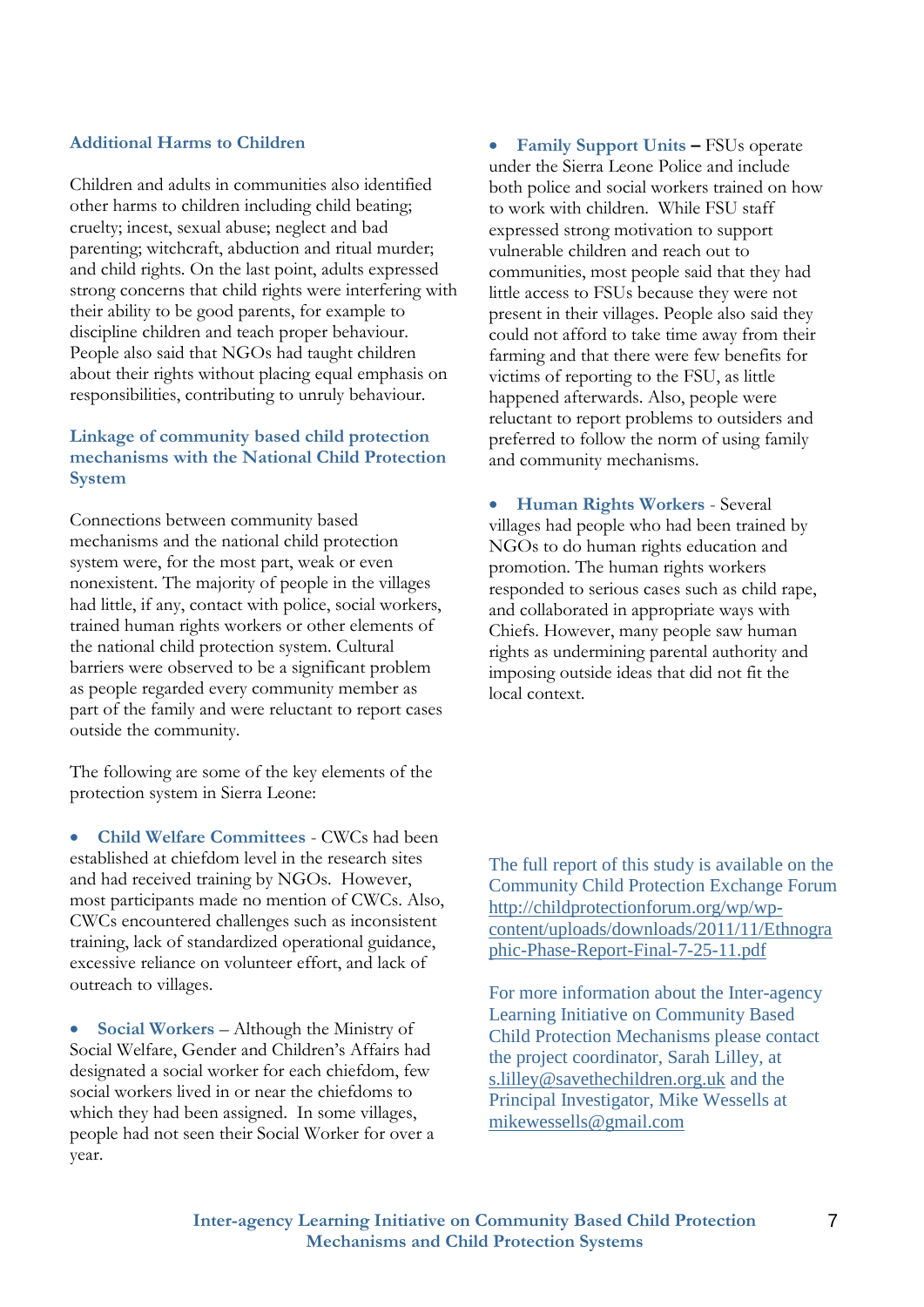## Additional Harms to Children

Children and adults in communities also identified other harms to children including child beating; cruelty; incest, sexual abuse; neglect and bad parenting; witchcraft, abduction and ritual murder; and child rights. On the last point, adults expressed strong concerns that child rights were interfering with their ability to be good parents, for example to discipline children and teach proper behaviour. People also said that NGOs had taught children about their rights without placing equal emphasis on responsibilities, contributing to unruly behaviour.

## Linkage of community based child protection mechanisms with the National Child Protection System

Connections between community based mechanisms and the national child protection system were, for the most part, weak or even nonexistent. The majority of people in the villages had little, if any, contact with police, social workers, trained human rights workers or other elements of the national child protection system. Cultural barriers were observed to be a significant problem as people regarded every community member as part of the family and were reluctant to report cases outside the community.

The following are some of the key elements of the protection system in Sierra Leone:

- **Child Welfare Committees** - CWCs had been established at chiefdom level in the research sites and had received training by NGOs. However, most participants made no mention of CWCs. Also, CWCs encountered challenges such as inconsistent training, lack of standardized operational guidance, excessive reliance on volunteer effort, and lack of outreach to villages.

- **Social Workers** – Although the Ministry of Social Welfare, Gender and Children's Affairs had designated a social worker for each chiefdom, few social workers lived in or near the chiefdoms to which they had been assigned. In some villages, people had not seen their Social Worker for over a year.

- **Family Support Units –** FSUs operate under the Sierra Leone Police and include both police and social workers trained on how to work with children. While FSU staff expressed strong motivation to support vulnerable children and reach out to communities, most people said that they had little access to FSUs because they were not present in their villages. People also said they could not afford to take time away from their farming and that there were few benefits for victims of reporting to the FSU, as little happened afterwards. Also, people were reluctant to report problems to outsiders and preferred to follow the norm of using family and community mechanisms.

- **Human Rights Workers** - Several villages had people who had been trained by NGOs to do human rights education and promotion. The human rights workers responded to serious cases such as child rape, and collaborated in appropriate ways with Chiefs. However, many people saw human rights as undermining parental authority and imposing outside ideas that did not fit the local context.

The full report of this study is available on the Community Child Protection Exchange Forum http://childprotectionforum.org/wp/wp-content/uploads/downloads/2011/11/Ethnographic-Phase-Report-Final-7-25-11.pdf

For more information about the Inter-agency Learning Initiative on Community Based Child Protection Mechanisms please contact the project coordinator, Sarah Lilley, at s.lilley@savethechildren.org.uk and the Principal Investigator, Mike Wessells at mikewessells@gmail.com